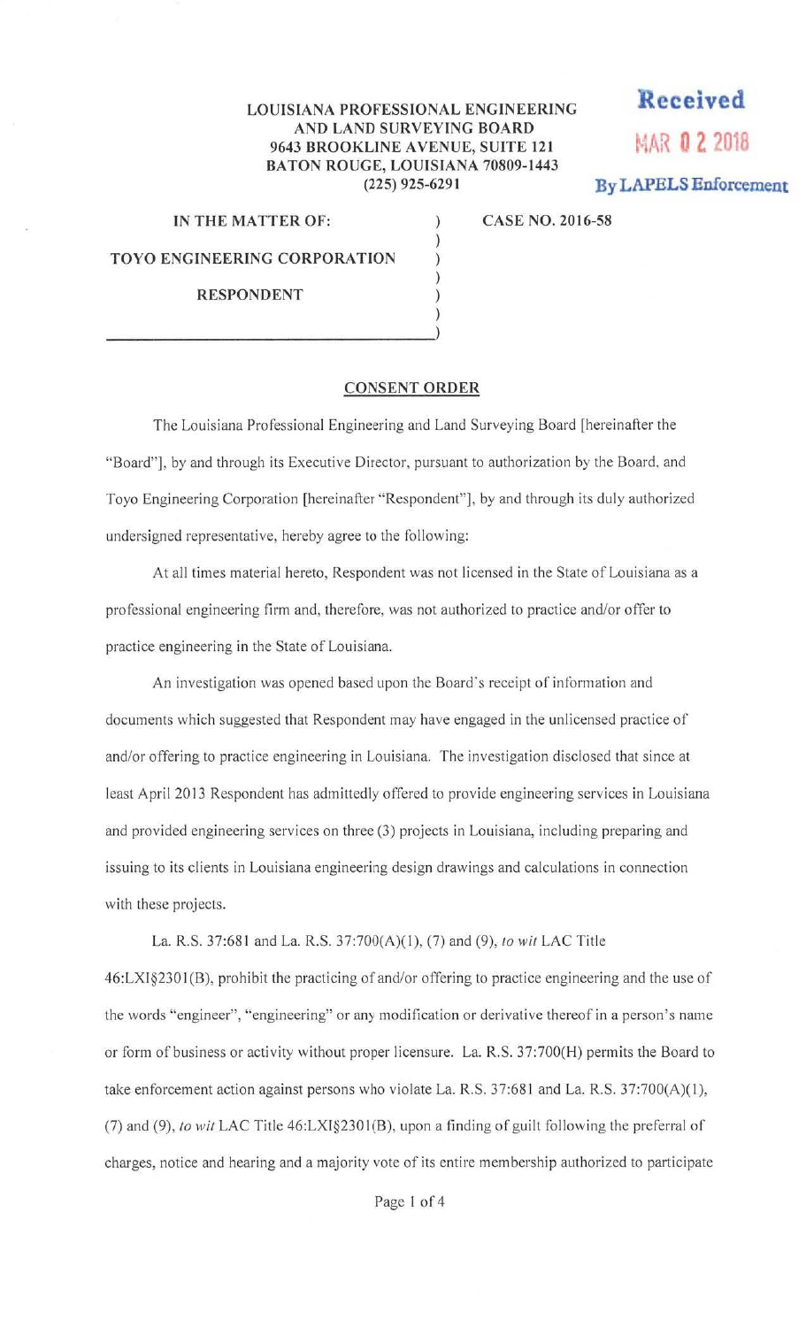**LOUISIANA PROFESSIONAL ENGINEERING AND LAND SURVEYING BOARD**
**9643 BROOKLINE AVENUE, SUITE 121**
**BATON ROUGE, LOUISIANA 70809-1443**
**(225) 925-6291**

**Received**
**MAR 02 2018**
**By LAPELS Enforcement**

**IN THE MATTER OF:**

**TOYO ENGINEERING CORPORATION**

**RESPONDENT**

**CASE NO. 2016-58**

## CONSENT ORDER

The Louisiana Professional Engineering and Land Surveying Board [hereinafter the "Board"], by and through its Executive Director, pursuant to authorization by the Board, and Toyo Engineering Corporation [hereinafter "Respondent"], by and through its duly authorized undersigned representative, hereby agree to the following:

At all times material hereto, Respondent was not licensed in the State of Louisiana as a professional engineering firm and, therefore, was not authorized to practice and/or offer to practice engineering in the State of Louisiana.

An investigation was opened based upon the Board's receipt of information and documents which suggested that Respondent may have engaged in the unlicensed practice of and/or offering to practice engineering in Louisiana. The investigation disclosed that since at least April 2013 Respondent has admittedly offered to provide engineering services in Louisiana and provided engineering services on three (3) projects in Louisiana, including preparing and issuing to its clients in Louisiana engineering design drawings and calculations in connection with these projects.

La. R.S. 37:681 and La. R.S. 37:700(A)(1), (7) and (9), *to wit* LAC Title 46:LXI§2301(B), prohibit the practicing of and/or offering to practice engineering and the use of the words "engineer", "engineering" or any modification or derivative thereof in a person's name or form of business or activity without proper licensure. La. R.S. 37:700(H) permits the Board to take enforcement action against persons who violate La. R.S. 37:681 and La. R.S. 37:700(A)(1), (7) and (9), *to wit* LAC Title 46:LXI§2301(B), upon a finding of guilt following the preferral of charges, notice and hearing and a majority vote of its entire membership authorized to participate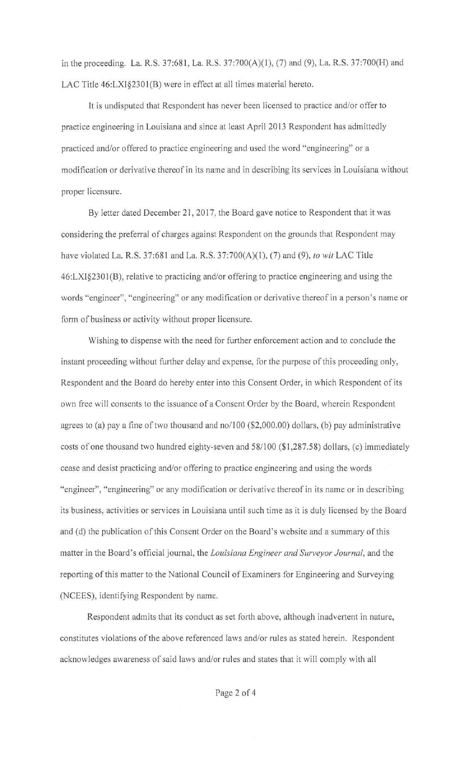in the proceeding. La. R.S. 37:681, La. R.S. 37:700(A)(1), (7) and (9), La. R.S. 37:700(H) and LAC Title 46:LXI§2301(B) were in effect at all times material hereto.

It is undisputed that Respondent has never been licensed to practice and/or offer to practice engineering in Louisiana and since at least April 2013 Respondent has admittedly practiced and/or offered to practice engineering and used the word "engineering" or a modification or derivative thereof in its name and in describing its services in Louisiana without proper licensure.

By letter dated December 21, 2017, the Board gave notice to Respondent that it was considering the preferral of charges against Respondent on the grounds that Respondent may have violated La. R.S. 37:681 and La. R.S. 37:700(A)(1), (7) and (9), *to wit* LAC Title 46:LXI§2301(B), relative to practicing and/or offering to practice engineering and using the words "engineer", "engineering" or any modification or derivative thereof in a person's name or form of business or activity without proper licensure.

Wishing to dispense with the need for further enforcement action and to conclude the instant proceeding without further delay and expense, for the purpose of this proceeding only, Respondent and the Board do hereby enter into this Consent Order, in which Respondent of its own free will consents to the issuance of a Consent Order by the Board, wherein Respondent agrees to (a) pay a fine of two thousand and no/100 ($2,000.00) dollars, (b) pay administrative costs of one thousand two hundred eighty-seven and 58/100 ($1,287.58) dollars, (c) immediately cease and desist practicing and/or offering to practice engineering and using the words "engineer", "engineering" or any modification or derivative thereof in its name or in describing its business, activities or services in Louisiana until such time as it is duly licensed by the Board and (d) the publication of this Consent Order on the Board's website and a summary of this matter in the Board's official journal, the *Louisiana Engineer and Surveyor Journal*, and the reporting of this matter to the National Council of Examiners for Engineering and Surveying (NCEES), identifying Respondent by name.

Respondent admits that its conduct as set forth above, although inadvertent in nature, constitutes violations of the above referenced laws and/or rules as stated herein. Respondent acknowledges awareness of said laws and/or rules and states that it will comply with all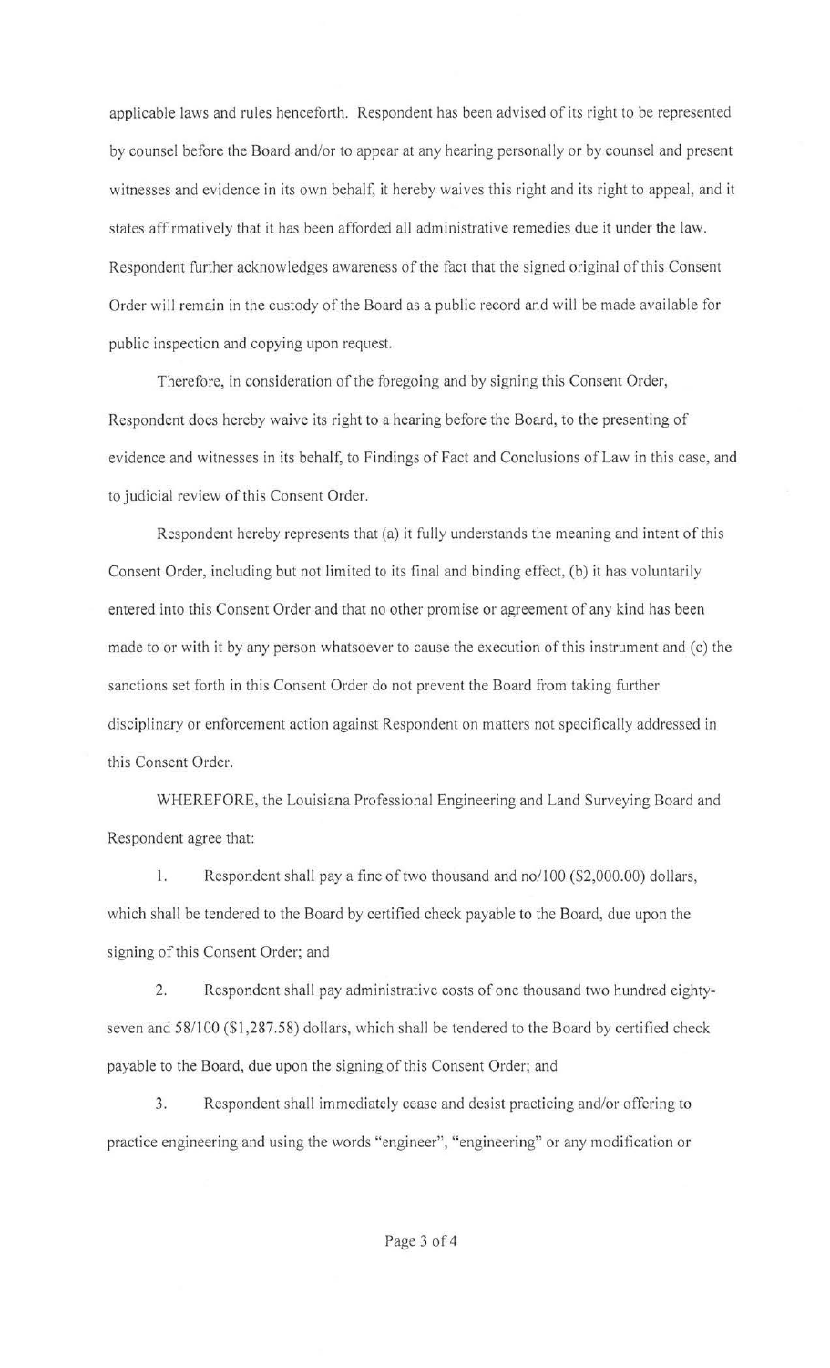applicable laws and rules henceforth. Respondent has been advised of its right to be represented by counsel before the Board and/or to appear at any hearing personally or by counsel and present witnesses and evidence in its own behalf, it hereby waives this right and its right to appeal, and it states affirmatively that it has been afforded all administrative remedies due it under the law. Respondent further acknowledges awareness of the fact that the signed original of this Consent Order will remain in the custody of the Board as a public record and will be made available for public inspection and copying upon request.

Therefore, in consideration of the foregoing and by signing this Consent Order, Respondent does hereby waive its right to a hearing before the Board, to the presenting of evidence and witnesses in its behalf, to Findings of Fact and Conclusions of Law in this case, and to judicial review of this Consent Order.

Respondent hereby represents that (a) it fully understands the meaning and intent of this Consent Order, including but not limited to its final and binding effect, (b) it has voluntarily entered into this Consent Order and that no other promise or agreement of any kind has been made to or with it by any person whatsoever to cause the execution of this instrument and (c) the sanctions set forth in this Consent Order do not prevent the Board from taking further disciplinary or enforcement action against Respondent on matters not specifically addressed in this Consent Order.

WHEREFORE, the Louisiana Professional Engineering and Land Surveying Board and Respondent agree that:

1. Respondent shall pay a fine of two thousand and no/100 ($2,000.00) dollars, which shall be tendered to the Board by certified check payable to the Board, due upon the signing of this Consent Order; and

2. Respondent shall pay administrative costs of one thousand two hundred eighty-seven and 58/100 ($1,287.58) dollars, which shall be tendered to the Board by certified check payable to the Board, due upon the signing of this Consent Order; and

3. Respondent shall immediately cease and desist practicing and/or offering to practice engineering and using the words "engineer", "engineering" or any modification or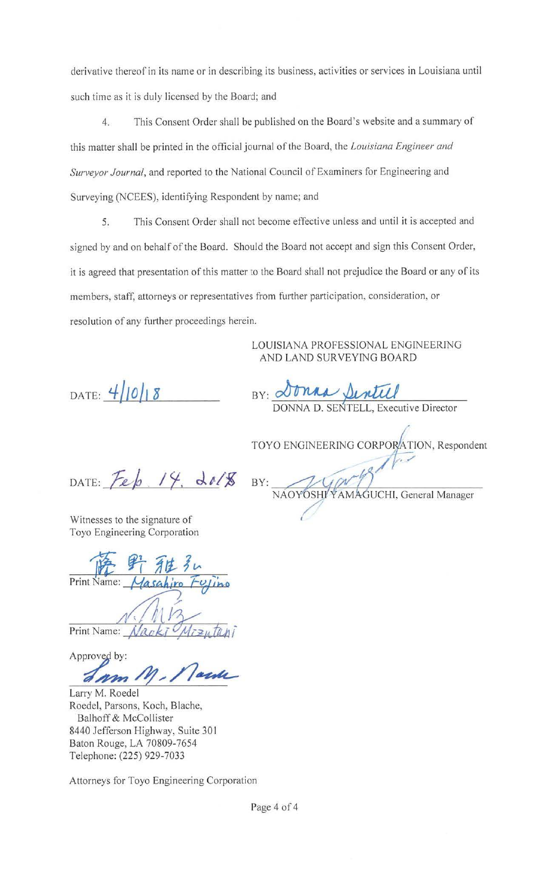derivative thereof in its name or in describing its business, activities or services in Louisiana until such time as it is duly licensed by the Board; and

4. This Consent Order shall be published on the Board's website and a summary of this matter shall be printed in the official journal of the Board, the *Louisiana Engineer and Surveyor Journal*, and reported to the National Council of Examiners for Engineering and Surveying (NCEES), identifying Respondent by name; and

5. This Consent Order shall not become effective unless and until it is accepted and signed by and on behalf of the Board. Should the Board not accept and sign this Consent Order, it is agreed that presentation of this matter to the Board shall not prejudice the Board or any of its members, staff, attorneys or representatives from further participation, consideration, or resolution of any further proceedings herein.

LOUISIANA PROFESSIONAL ENGINEERING AND LAND SURVEYING BOARD

DATE: 4/10/18

BY: Donna Sentell
DONNA D. SENTELL, Executive Director

TOYO ENGINEERING CORPORATION, Respondent

DATE: Feb. 14, 2018

BY: ________________________
NAOYOSHI YAMAGUCHI, General Manager

Witnesses to the signature of Toyo Engineering Corporation

藤野雅弘
Print Name: Masahiro Fujino

N. Mizutani
Print Name: Naoki Mizutani

Approved by:

Larry M. Roedel
Larry M. Roedel
Roedel, Parsons, Koch, Blache, Balhoff & McCollister
8440 Jefferson Highway, Suite 301
Baton Rouge, LA 70809-7654
Telephone: (225) 929-7033

Attorneys for Toyo Engineering Corporation